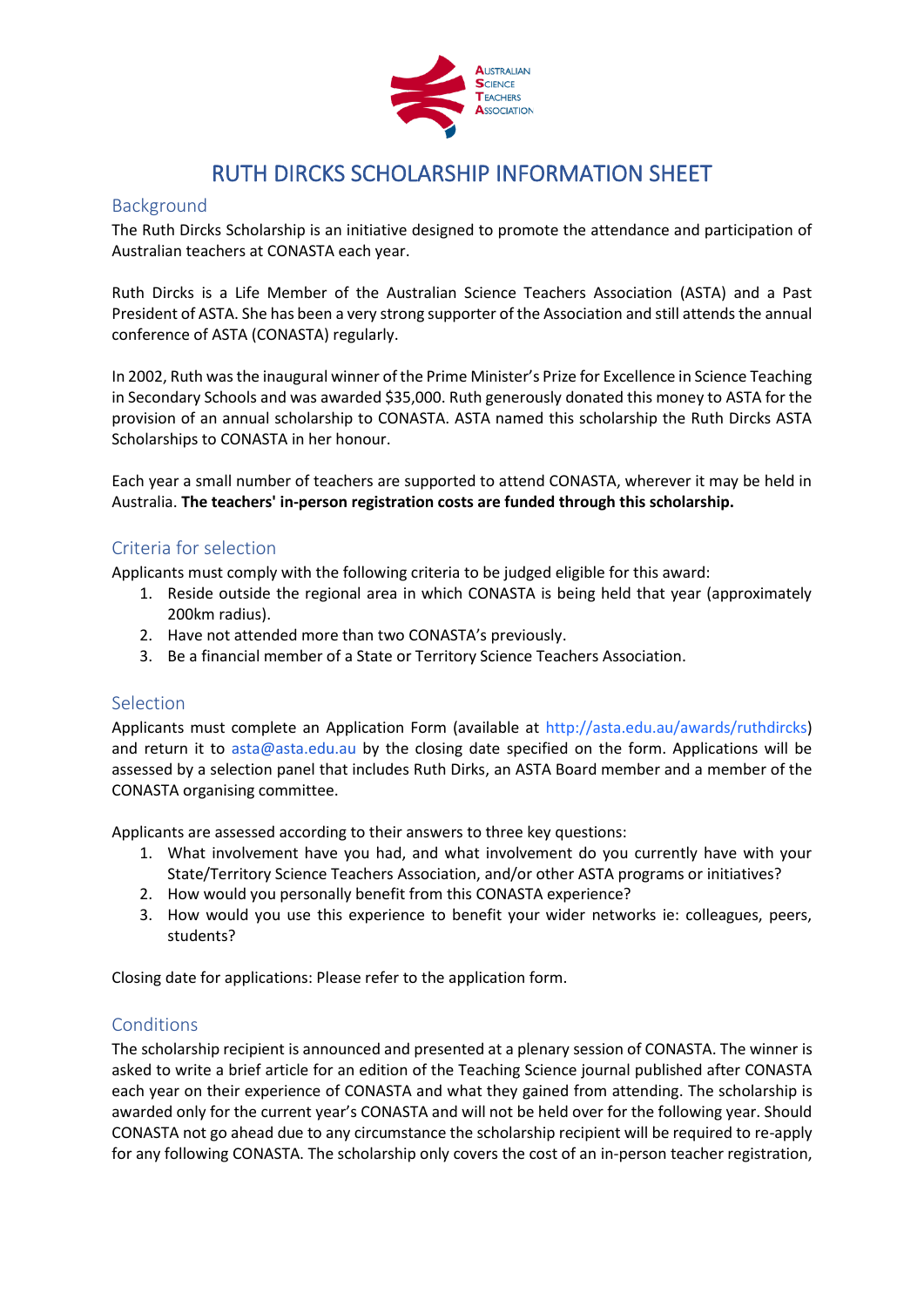AUSTRALIAN SCIENCE TEACHERS ASSOCIATION

# RUTH DIRCKS SCHOLARSHIP INFORMATION SHEET

## Background

The Ruth Dircks Scholarship is an initiative designed to promote the attendance and participation of Australian teachers at CONASTA each year.

Ruth Dircks is a Life Member of the Australian Science Teachers Association (ASTA) and a Past President of ASTA. She has been a very strong supporter of the Association and still attends the annual conference of ASTA (CONASTA) regularly.

In 2002, Ruth was the inaugural winner of the Prime Minister's Prize for Excellence in Science Teaching in Secondary Schools and was awarded $35,000. Ruth generously donated this money to ASTA for the provision of an annual scholarship to CONASTA. ASTA named this scholarship the Ruth Dircks ASTA Scholarships to CONASTA in her honour.

Each year a small number of teachers are supported to attend CONASTA, wherever it may be held in Australia. **The teachers' in-person registration costs are funded through this scholarship.**

## Criteria for selection

Applicants must comply with the following criteria to be judged eligible for this award:

1. Reside outside the regional area in which CONASTA is being held that year (approximately 200km radius).
2. Have not attended more than two CONASTA's previously.
3. Be a financial member of a State or Territory Science Teachers Association.

## Selection

Applicants must complete an Application Form (available at http://asta.edu.au/awards/ruthdircks) and return it to asta@asta.edu.au by the closing date specified on the form. Applications will be assessed by a selection panel that includes Ruth Dirks, an ASTA Board member and a member of the CONASTA organising committee.

Applicants are assessed according to their answers to three key questions:

1. What involvement have you had, and what involvement do you currently have with your State/Territory Science Teachers Association, and/or other ASTA programs or initiatives?
2. How would you personally benefit from this CONASTA experience?
3. How would you use this experience to benefit your wider networks ie: colleagues, peers, students?

Closing date for applications: Please refer to the application form.

## Conditions

The scholarship recipient is announced and presented at a plenary session of CONASTA. The winner is asked to write a brief article for an edition of the Teaching Science journal published after CONASTA each year on their experience of CONASTA and what they gained from attending. The scholarship is awarded only for the current year's CONASTA and will not be held over for the following year. Should CONASTA not go ahead due to any circumstance the scholarship recipient will be required to re-apply for any following CONASTA. The scholarship only covers the cost of an in-person teacher registration,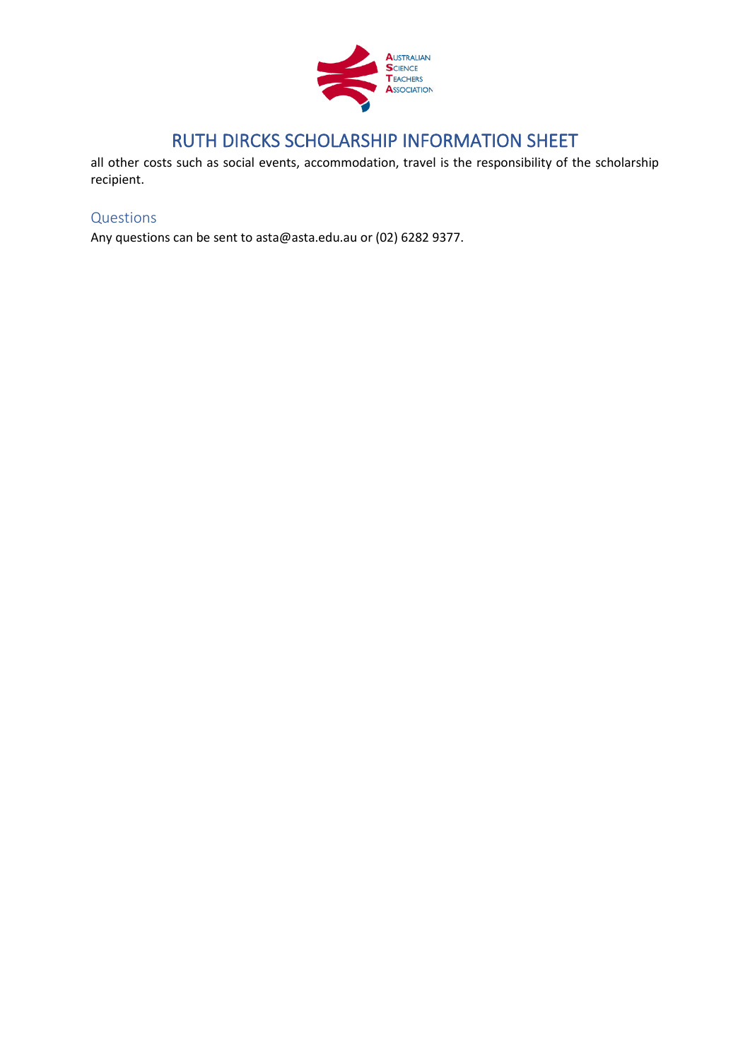all other costs such as social events, accommodation, travel is the responsibility of the scholarship recipient.

## Questions

Any questions can be sent to asta@asta.edu.au or (02) 6282 9377.